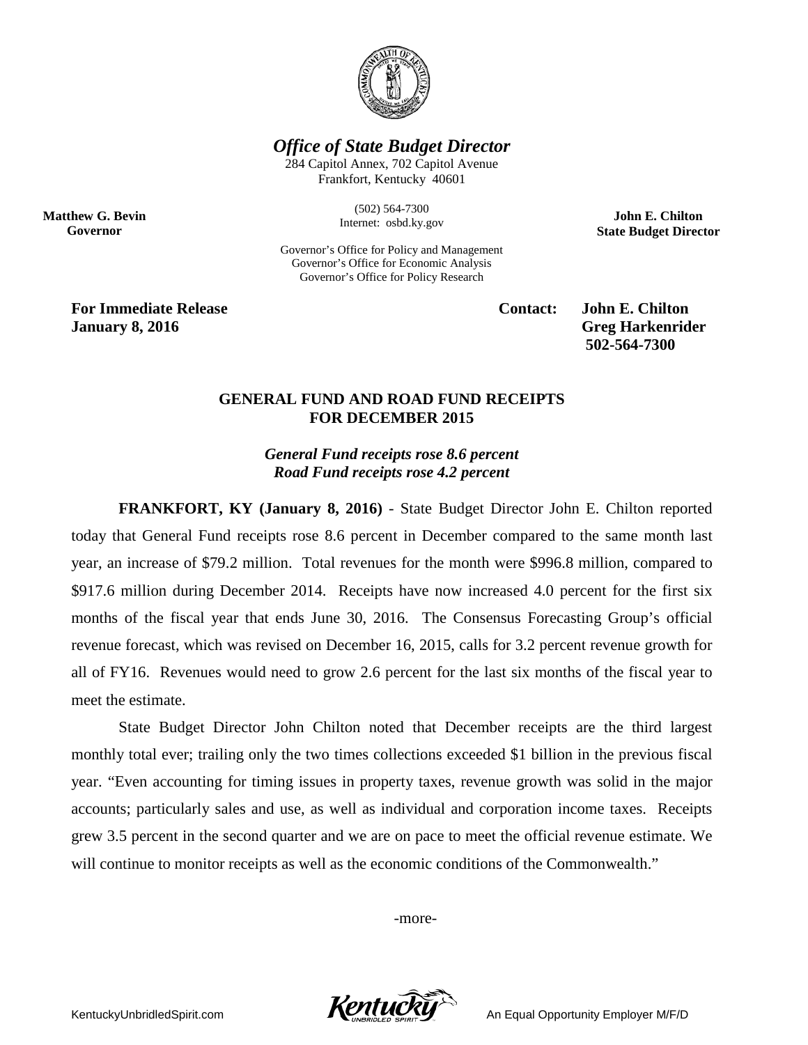# *Office of State Budget Director*

284 Capitol Annex, 702 Capitol Avenue
Frankfort, Kentucky 40601

(502) 564-7300
Internet: osbd.ky.gov

Governor's Office for Policy and Management
Governor's Office for Economic Analysis
Governor's Office for Policy Research

**Matthew G. Bevin**
**Governor**

**John E. Chilton**
**State Budget Director**

**For Immediate Release**
**January 8, 2016**

**Contact: John E. Chilton**
**Greg Harkenrider**
**502-564-7300**

## GENERAL FUND AND ROAD FUND RECEIPTS FOR DECEMBER 2015

***General Fund receipts rose 8.6 percent***
***Road Fund receipts rose 4.2 percent***

**FRANKFORT, KY (January 8, 2016)** - State Budget Director John E. Chilton reported today that General Fund receipts rose 8.6 percent in December compared to the same month last year, an increase of $79.2 million. Total revenues for the month were $996.8 million, compared to $917.6 million during December 2014. Receipts have now increased 4.0 percent for the first six months of the fiscal year that ends June 30, 2016. The Consensus Forecasting Group's official revenue forecast, which was revised on December 16, 2015, calls for 3.2 percent revenue growth for all of FY16. Revenues would need to grow 2.6 percent for the last six months of the fiscal year to meet the estimate.

State Budget Director John Chilton noted that December receipts are the third largest monthly total ever; trailing only the two times collections exceeded $1 billion in the previous fiscal year. "Even accounting for timing issues in property taxes, revenue growth was solid in the major accounts; particularly sales and use, as well as individual and corporation income taxes. Receipts grew 3.5 percent in the second quarter and we are on pace to meet the official revenue estimate. We will continue to monitor receipts as well as the economic conditions of the Commonwealth."

-more-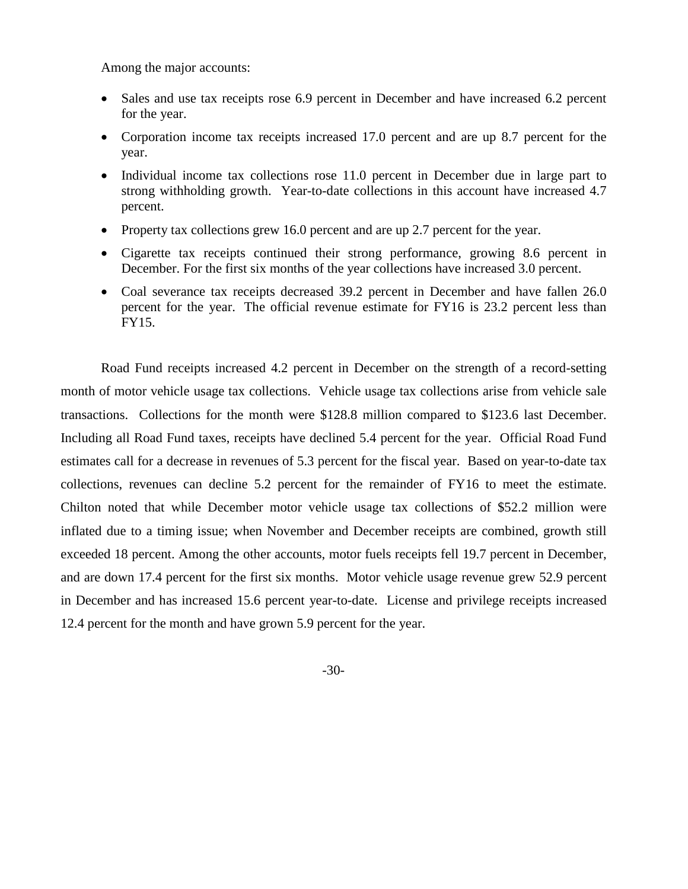Among the major accounts:

- Sales and use tax receipts rose 6.9 percent in December and have increased 6.2 percent for the year.
- Corporation income tax receipts increased 17.0 percent and are up 8.7 percent for the year.
- Individual income tax collections rose 11.0 percent in December due in large part to strong withholding growth. Year-to-date collections in this account have increased 4.7 percent.
- Property tax collections grew 16.0 percent and are up 2.7 percent for the year.
- Cigarette tax receipts continued their strong performance, growing 8.6 percent in December. For the first six months of the year collections have increased 3.0 percent.
- Coal severance tax receipts decreased 39.2 percent in December and have fallen 26.0 percent for the year. The official revenue estimate for FY16 is 23.2 percent less than FY15.

Road Fund receipts increased 4.2 percent in December on the strength of a record-setting month of motor vehicle usage tax collections. Vehicle usage tax collections arise from vehicle sale transactions. Collections for the month were $128.8 million compared to $123.6 last December. Including all Road Fund taxes, receipts have declined 5.4 percent for the year. Official Road Fund estimates call for a decrease in revenues of 5.3 percent for the fiscal year. Based on year-to-date tax collections, revenues can decline 5.2 percent for the remainder of FY16 to meet the estimate. Chilton noted that while December motor vehicle usage tax collections of $52.2 million were inflated due to a timing issue; when November and December receipts are combined, growth still exceeded 18 percent. Among the other accounts, motor fuels receipts fell 19.7 percent in December, and are down 17.4 percent for the first six months. Motor vehicle usage revenue grew 52.9 percent in December and has increased 15.6 percent year-to-date. License and privilege receipts increased 12.4 percent for the month and have grown 5.9 percent for the year.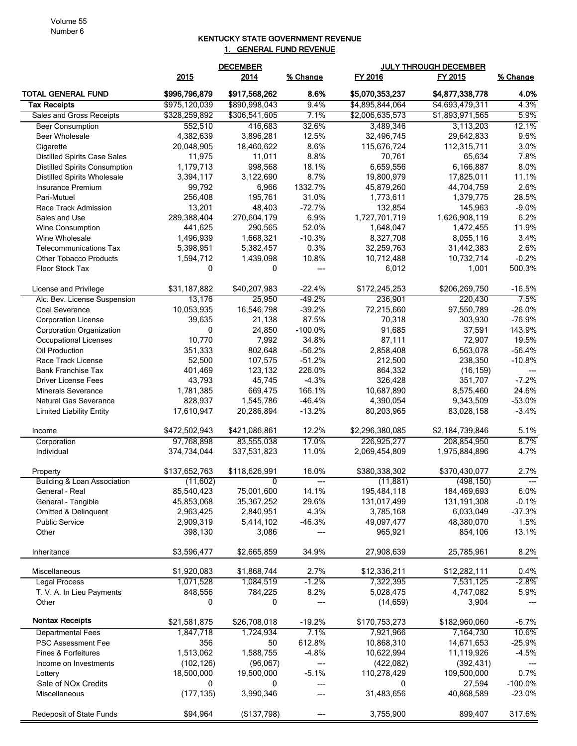# KENTUCKY STATE GOVERNMENT REVENUE

## 1. GENERAL FUND REVENUE

| | DECEMBER | | | JULY THROUGH DECEMBER | | |
|---|---|---|---|---|---|---|
| | 2015 | 2014 | % Change | FY 2016 | FY 2015 | % Change |
| **TOTAL GENERAL FUND** | **$996,796,879** | **$917,568,262** | **8.6%** | **$5,070,353,237** | **$4,877,338,778** | **4.0%** |
| **Tax Receipts** | $975,120,039 | $890,998,043 | 9.4% | $4,895,844,064 | $4,693,479,311 | 4.3% |
| Sales and Gross Receipts | $328,259,892 | $306,541,605 | 7.1% | $2,006,635,573 | $1,893,971,565 | 5.9% |
| Beer Consumption | 552,510 | 416,683 | 32.6% | 3,489,346 | 3,113,203 | 12.1% |
| Beer Wholesale | 4,382,639 | 3,896,281 | 12.5% | 32,496,745 | 29,642,833 | 9.6% |
| Cigarette | 20,048,905 | 18,460,622 | 8.6% | 115,676,724 | 112,315,711 | 3.0% |
| Distilled Spirits Case Sales | 11,975 | 11,011 | 8.8% | 70,761 | 65,634 | 7.8% |
| Distilled Spirits Consumption | 1,179,713 | 998,568 | 18.1% | 6,659,556 | 6,166,887 | 8.0% |
| Distilled Spirits Wholesale | 3,394,117 | 3,122,690 | 8.7% | 19,800,979 | 17,825,011 | 11.1% |
| Insurance Premium | 99,792 | 6,966 | 1332.7% | 45,879,260 | 44,704,759 | 2.6% |
| Pari-Mutuel | 256,408 | 195,761 | 31.0% | 1,773,611 | 1,379,775 | 28.5% |
| Race Track Admission | 13,201 | 48,403 | -72.7% | 132,854 | 145,963 | -9.0% |
| Sales and Use | 289,388,404 | 270,604,179 | 6.9% | 1,727,701,719 | 1,626,908,119 | 6.2% |
| Wine Consumption | 441,625 | 290,565 | 52.0% | 1,648,047 | 1,472,455 | 11.9% |
| Wine Wholesale | 1,496,939 | 1,668,321 | -10.3% | 8,327,708 | 8,055,116 | 3.4% |
| Telecommunications Tax | 5,398,951 | 5,382,457 | 0.3% | 32,259,763 | 31,442,383 | 2.6% |
| Other Tobacco Products | 1,594,712 | 1,439,098 | 10.8% | 10,712,488 | 10,732,714 | -0.2% |
| Floor Stock Tax | 0 | 0 | --- | 6,012 | 1,001 | 500.3% |
| | | | | | | |
| License and Privilege | $31,187,882 | $40,207,983 | -22.4% | $172,245,253 | $206,269,750 | -16.5% |
| Alc. Bev. License Suspension | 13,176 | 25,950 | -49.2% | 236,901 | 220,430 | 7.5% |
| Coal Severance | 10,053,935 | 16,546,798 | -39.2% | 72,215,660 | 97,550,789 | -26.0% |
| Corporation License | 39,635 | 21,138 | 87.5% | 70,318 | 303,930 | -76.9% |
| Corporation Organization | 0 | 24,850 | -100.0% | 91,685 | 37,591 | 143.9% |
| Occupational Licenses | 10,770 | 7,992 | 34.8% | 87,111 | 72,907 | 19.5% |
| Oil Production | 351,333 | 802,648 | -56.2% | 2,858,408 | 6,563,078 | -56.4% |
| Race Track License | 52,500 | 107,575 | -51.2% | 212,500 | 238,350 | -10.8% |
| Bank Franchise Tax | 401,469 | 123,132 | 226.0% | 864,332 | (16,159) | --- |
| Driver License Fees | 43,793 | 45,745 | -4.3% | 326,428 | 351,707 | -7.2% |
| Minerals Severance | 1,781,385 | 669,475 | 166.1% | 10,687,890 | 8,575,460 | 24.6% |
| Natural Gas Severance | 828,937 | 1,545,786 | -46.4% | 4,390,054 | 9,343,509 | -53.0% |
| Limited Liability Entity | 17,610,947 | 20,286,894 | -13.2% | 80,203,965 | 83,028,158 | -3.4% |
| | | | | | | |
| Income | $472,502,943 | $421,086,861 | 12.2% | $2,296,380,085 | $2,184,739,846 | 5.1% |
| Corporation | 97,768,898 | 83,555,038 | 17.0% | 226,925,277 | 208,854,950 | 8.7% |
| Individual | 374,734,044 | 337,531,823 | 11.0% | 2,069,454,809 | 1,975,884,896 | 4.7% |
| | | | | | | |
| Property | $137,652,763 | $118,626,991 | 16.0% | $380,338,302 | $370,430,077 | 2.7% |
| Building & Loan Association | (11,602) | 0 | --- | (11,881) | (498,150) | --- |
| General - Real | 85,540,423 | 75,001,600 | 14.1% | 195,484,118 | 184,469,693 | 6.0% |
| General - Tangible | 45,853,068 | 35,367,252 | 29.6% | 131,017,499 | 131,191,308 | -0.1% |
| Omitted & Delinquent | 2,963,425 | 2,840,951 | 4.3% | 3,785,168 | 6,033,049 | -37.3% |
| Public Service | 2,909,319 | 5,414,102 | -46.3% | 49,097,477 | 48,380,070 | 1.5% |
| Other | 398,130 | 3,086 | --- | 965,921 | 854,106 | 13.1% |
| | | | | | | |
| Inheritance | $3,596,477 | $2,665,859 | 34.9% | 27,908,639 | 25,785,961 | 8.2% |
| | | | | | | |
| Miscellaneous | $1,920,083 | $1,868,744 | 2.7% | $12,336,211 | $12,282,111 | 0.4% |
| Legal Process | 1,071,528 | 1,084,519 | -1.2% | 7,322,395 | 7,531,125 | -2.8% |
| T. V. A. In Lieu Payments | 848,556 | 784,225 | 8.2% | 5,028,475 | 4,747,082 | 5.9% |
| Other | 0 | 0 | --- | (14,659) | 3,904 | --- |
| | | | | | | |
| **Nontax Receipts** | $21,581,875 | $26,708,018 | -19.2% | $170,753,273 | $182,960,060 | -6.7% |
| Departmental Fees | 1,847,718 | 1,724,934 | 7.1% | 7,921,966 | 7,164,730 | 10.6% |
| PSC Assessment Fee | 356 | 50 | 612.8% | 10,868,310 | 14,671,653 | -25.9% |
| Fines & Forfeitures | 1,513,062 | 1,588,755 | -4.8% | 10,622,994 | 11,119,926 | -4.5% |
| Income on Investments | (102,126) | (96,067) | --- | (422,082) | (392,431) | --- |
| Lottery | 18,500,000 | 19,500,000 | -5.1% | 110,278,429 | 109,500,000 | 0.7% |
| Sale of NOx Credits | 0 | 0 | --- | 0 | 27,594 | -100.0% |
| Miscellaneous | (177,135) | 3,990,346 | --- | 31,483,656 | 40,868,589 | -23.0% |
| | | | | | | |
| Redeposit of State Funds | $94,964 | ($137,798) | --- | 3,755,900 | 899,407 | 317.6% |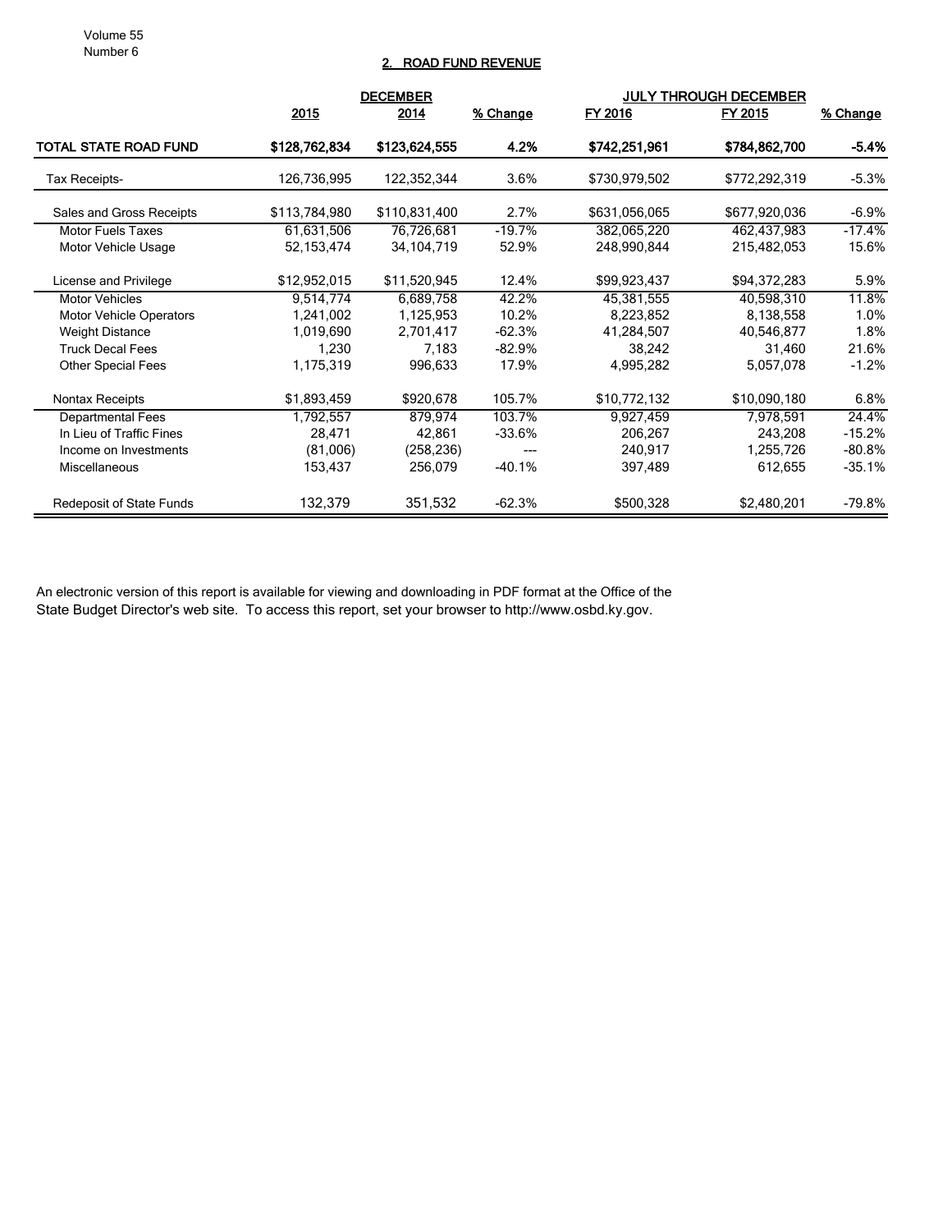## 2. ROAD FUND REVENUE

| | DECEMBER | | | JULY THROUGH DECEMBER | | |
|---|---|---|---|---|---|---|
| | 2015 | 2014 | % Change | FY 2016 | FY 2015 | % Change |
| **TOTAL STATE ROAD FUND** | **$128,762,834** | **$123,624,555** | **4.2%** | **$742,251,961** | **$784,862,700** | **-5.4%** |
| Tax Receipts- | 126,736,995 | 122,352,344 | 3.6% | $730,979,502 | $772,292,319 | -5.3% |
| Sales and Gross Receipts | $113,784,980 | $110,831,400 | 2.7% | $631,056,065 | $677,920,036 | -6.9% |
| Motor Fuels Taxes | 61,631,506 | 76,726,681 | -19.7% | 382,065,220 | 462,437,983 | -17.4% |
| Motor Vehicle Usage | 52,153,474 | 34,104,719 | 52.9% | 248,990,844 | 215,482,053 | 15.6% |
| License and Privilege | $12,952,015 | $11,520,945 | 12.4% | $99,923,437 | $94,372,283 | 5.9% |
| Motor Vehicles | 9,514,774 | 6,689,758 | 42.2% | 45,381,555 | 40,598,310 | 11.8% |
| Motor Vehicle Operators | 1,241,002 | 1,125,953 | 10.2% | 8,223,852 | 8,138,558 | 1.0% |
| Weight Distance | 1,019,690 | 2,701,417 | -62.3% | 41,284,507 | 40,546,877 | 1.8% |
| Truck Decal Fees | 1,230 | 7,183 | -82.9% | 38,242 | 31,460 | 21.6% |
| Other Special Fees | 1,175,319 | 996,633 | 17.9% | 4,995,282 | 5,057,078 | -1.2% |
| Nontax Receipts | $1,893,459 | $920,678 | 105.7% | $10,772,132 | $10,090,180 | 6.8% |
| Departmental Fees | 1,792,557 | 879,974 | 103.7% | 9,927,459 | 7,978,591 | 24.4% |
| In Lieu of Traffic Fines | 28,471 | 42,861 | -33.6% | 206,267 | 243,208 | -15.2% |
| Income on Investments | (81,006) | (258,236) | --- | 240,917 | 1,255,726 | -80.8% |
| Miscellaneous | 153,437 | 256,079 | -40.1% | 397,489 | 612,655 | -35.1% |
| Redeposit of State Funds | 132,379 | 351,532 | -62.3% | $500,328 | $2,480,201 | -79.8% |

An electronic version of this report is available for viewing and downloading in PDF format at the Office of the State Budget Director's web site. To access this report, set your browser to http://www.osbd.ky.gov.